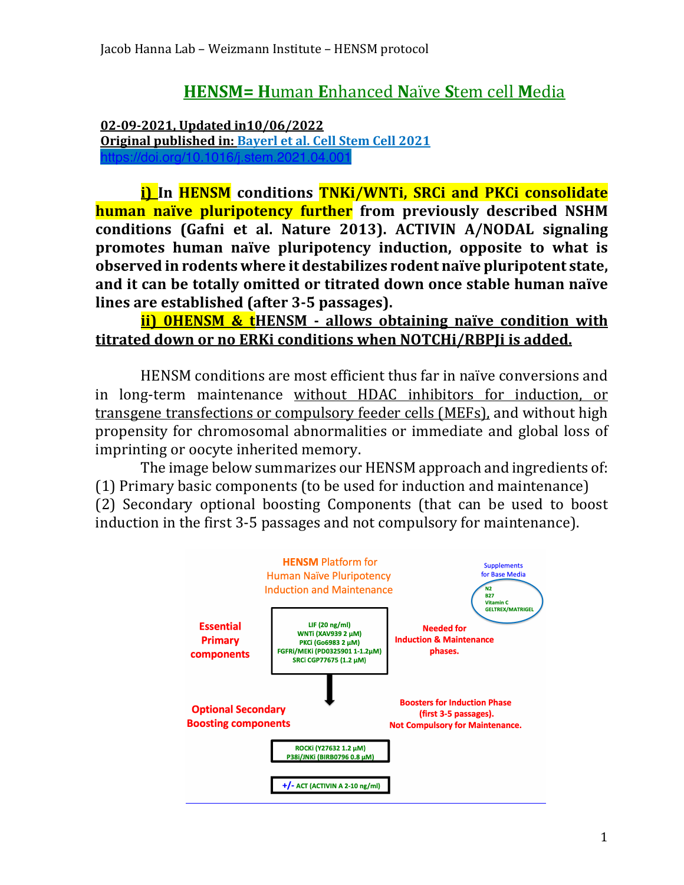# HENSM= Human Enhanced Naïve Stem cell Media

**02-09-2021, Updated in10/06/2022**
**Original published in: Bayerl et al. Cell Stem Cell 2021**
https://doi.org/10.1016/j.stem.2021.04.001

**i) In HENSM conditions TNKi/WNTi, SRCi and PKCi consolidate human naïve pluripotency further from previously described NSHM conditions (Gafni et al. Nature 2013). ACTIVIN A/NODAL signaling promotes human naïve pluripotency induction, opposite to what is observed in rodents where it destabilizes rodent naïve pluripotent state, and it can be totally omitted or titrated down once stable human naïve lines are established (after 3-5 passages).**

**ii) 0HENSM & tHENSM - allows obtaining naïve condition with titrated down or no ERKi conditions when NOTCHi/RBPJi is added.**

HENSM conditions are most efficient thus far in naïve conversions and in long-term maintenance without HDAC inhibitors for induction, or transgene transfections or compulsory feeder cells (MEFs), and without high propensity for chromosomal abnormalities or immediate and global loss of imprinting or oocyte inherited memory.

The image below summarizes our HENSM approach and ingredients of:
(1) Primary basic components (to be used for induction and maintenance)
(2) Secondary optional boosting Components (that can be used to boost induction in the first 3-5 passages and not compulsory for maintenance).

HENSM Platform for
Human Naïve Pluripotency
Induction and Maintenance

Supplements
for Base Media
N2
B27
Vitamin C
GELTREX/MATRIGEL

Essential
Primary
components

LIF (20 ng/ml)
WNTi (XAV939 2 μM)
PKCi (Go6983 2 μM)
FGFRi/MEKi (PD0325901 1-1.2μM)
SRCi CGP77675 (1.2 μM)

Needed for
Induction & Maintenance
phases.

Optional Secondary
Boosting components

Boosters for Induction Phase
(first 3-5 passages).
Not Compulsory for Maintenance.

ROCKi (Y27632 1.2 μM)
P38i/JNKi (BIRB0796 0.8 μM)

+/- ACT (ACTIVIN A 2-10 ng/ml)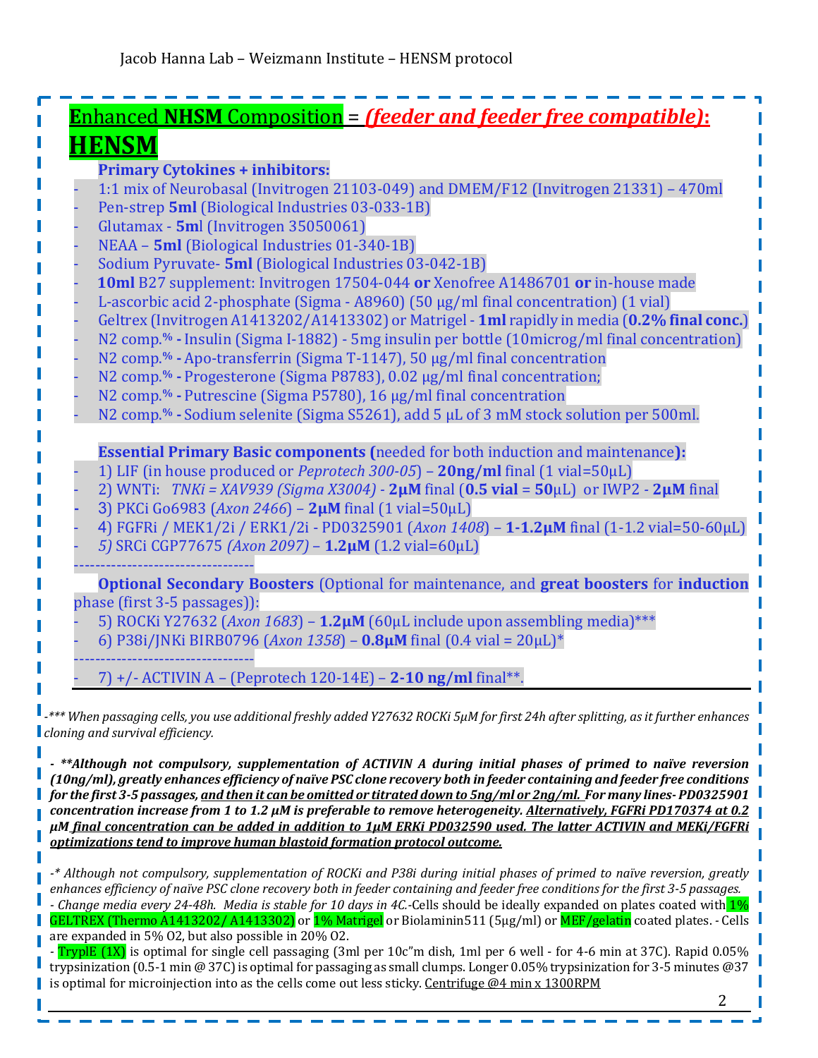# **E**nhanced **NHSM** Composition = *(feeder and feeder free compatible)*: **HENSM**

**Primary Cytokines + inhibitors:**

- 1:1 mix of Neurobasal (Invitrogen 21103-049) and DMEM/F12 (Invitrogen 21331) – 470ml
- Pen-strep **5ml** (Biological Industries 03-033-1B)
- Glutamax - **5m**l (Invitrogen 35050061)
- NEAA – **5ml** (Biological Industries 01-340-1B)
- Sodium Pyruvate- **5ml** (Biological Industries 03-042-1B)
- **10ml** B27 supplement: Invitrogen 17504-044 **or** Xenofree A1486701 **or** in-house made
- L-ascorbic acid 2-phosphate (Sigma - A8960) (50 μg/ml final concentration) (1 vial)
- Geltrex (Invitrogen A1413202/A1413302) or Matrigel - **1ml** rapidly in media (**0.2% final conc.**)
- N2 comp.% **-** Insulin (Sigma I-1882) - 5mg insulin per bottle (10microg/ml final concentration)
- N2 comp.% **-** Apo-transferrin (Sigma T-1147), 50 μg/ml final concentration
- N2 comp.% **-** Progesterone (Sigma P8783), 0.02 μg/ml final concentration;
- N2 comp.% **-** Putrescine (Sigma P5780), 16 μg/ml final concentration
- N2 comp.% **-** Sodium selenite (Sigma S5261), add 5 μL of 3 mM stock solution per 500ml.

**Essential Primary Basic components (**needed for both induction and maintenance**):**

- 1) LIF (in house produced or *Peprotech 300-05*) – **20ng/ml** final (1 vial=50μL)
- 2) WNTi: *TNKi = XAV939 (Sigma X3004)* - **2μM** final (**0.5 vial** = **50**μL) or IWP2 - **2μM** final
- 3) PKCi Go6983 (*Axon 2466*) – **2μM** final (1 vial=50μL)
- 4) FGFRi / MEK1/2i / ERK1/2i - PD0325901 (*Axon 1408*) – **1-1.2μM** final (1-1.2 vial=50-60μL)
- *5) SRCi CGP77675 (Axon 2097)* – **1.2μM** (1.2 vial=60μL)

---

**Optional Secondary Boosters** (Optional for maintenance, and **great boosters** for **induction** phase (first 3-5 passages)):

- 5) ROCKi Y27632 (*Axon 1683*) – **1.2μM** (60μL include upon assembling media)***
- 6) P38i/JNKi BIRB0796 (*Axon 1358*) – **0.8μM** final (0.4 vial = 20μL)*

---

- 7) +/- ACTIVIN A – (Peprotech 120-14E) – **2-10 ng/ml** final**.

-*** *When passaging cells, you use additional freshly added Y27632 ROCKi 5μM for first 24h after splitting, as it further enhances cloning and survival efficiency.*

***- **Although not compulsory, supplementation of ACTIVIN A during initial phases of primed to naïve reversion (10ng/ml), greatly enhances efficiency of naïve PSC clone recovery both in feeder containing and feeder free conditions for the first 3-5 passages, <u>and then it can be omitted or titrated down to 5ng/ml or 2ng/ml.</u> For many lines- PD0325901 concentration increase from 1 to 1.2 μM is preferable to remove heterogeneity. <u>Alternatively, FGFRi PD170374 at 0.2 μM final concentration can be added in addition to 1μM ERKi PD032590 used. The latter ACTIVIN and MEKi/FGFRi optimizations tend to improve human blastoid formation protocol outcome.</u>***

-* *Although not compulsory, supplementation of ROCKi and P38i during initial phases of primed to naïve reversion, greatly enhances efficiency of naïve PSC clone recovery both in feeder containing and feeder free conditions for the first 3-5 passages.*
- *Change media every 24-48h. Media is stable for 10 days in 4C.*-Cells should be ideally expanded on plates coated with 1% GELTREX (Thermo A1413202/ A1413302) or 1% Matrigel or Biolaminin511 (5μg/ml) or MEF/gelatin coated plates. - Cells are expanded in 5% O2, but also possible in 20% O2.
- TryplE (1X) is optimal for single cell passaging (3ml per 10c"m dish, 1ml per 6 well - for 4-6 min at 37C). Rapid 0.05% trypsinization (0.5-1 min @ 37C) is optimal for passaging as small clumps. Longer 0.05% trypsinization for 3-5 minutes @37 is optimal for microinjection into as the cells come out less sticky. <u>Centrifuge @4 min x 1300RPM</u>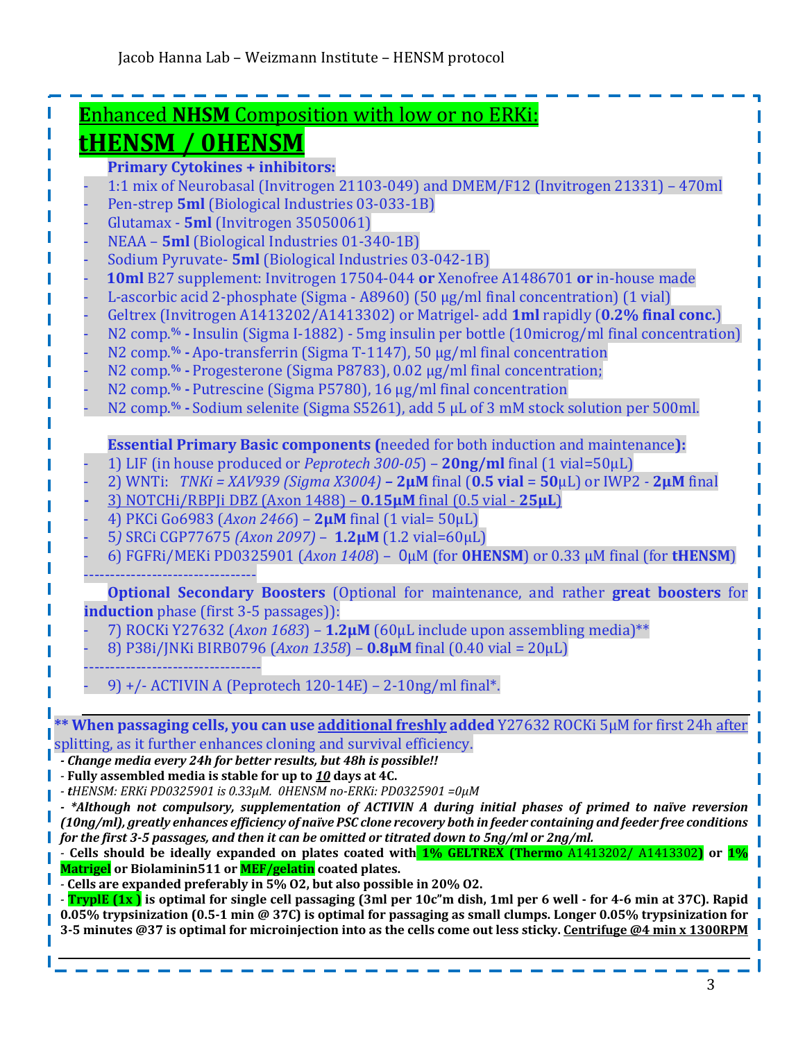# **E**nhanced **NHSM** Composition with low or no ERKi:

# **tHENSM / 0HENSM**

**Primary Cytokines + inhibitors:**

- 1:1 mix of Neurobasal (Invitrogen 21103-049) and DMEM/F12 (Invitrogen 21331) – 470ml
- Pen-strep **5ml** (Biological Industries 03-033-1B)
- Glutamax - **5ml** (Invitrogen 35050061)
- NEAA – **5ml** (Biological Industries 01-340-1B)
- Sodium Pyruvate- **5ml** (Biological Industries 03-042-1B)
- **10ml** B27 supplement: Invitrogen 17504-044 **or** Xenofree A1486701 **or** in-house made
- L-ascorbic acid 2-phosphate (Sigma - A8960) (50 μg/ml final concentration) (1 vial)
- Geltrex (Invitrogen A1413202/A1413302) or Matrigel- add **1ml** rapidly (**0.2% final conc.**)
- N2 comp.% **-** Insulin (Sigma I-1882) - 5mg insulin per bottle (10microg/ml final concentration)
- N2 comp.% **-** Apo-transferrin (Sigma T-1147), 50 μg/ml final concentration
- N2 comp.% **-** Progesterone (Sigma P8783), 0.02 μg/ml final concentration;
- N2 comp.% **-** Putrescine (Sigma P5780), 16 μg/ml final concentration
- N2 comp.% **-** Sodium selenite (Sigma S5261), add 5 μL of 3 mM stock solution per 500ml.

**Essential Primary Basic components (**needed for both induction and maintenance**):**

- 1) LIF (in house produced or *Peprotech 300-05*) – **20ng/ml** final (1 vial=50μL)
- 2) WNTi: *TNKi = XAV939 (Sigma X3004)* **– 2μM** final (**0.5 vial** = **50**μL) or IWP2 - **2μM** final
- 3) NOTCHi/RBPJi DBZ (Axon 1488) – **0.15μM** final (0.5 vial - **25μL**)
- 4) PKCi Go6983 (*Axon 2466*) – **2μM** final (1 vial= 50μL)
- 5*)* SRCi CGP77675 *(Axon 2097)* – **1.2μM** (1.2 vial=60μL)
- 6) FGFRi/MEKi PD0325901 (*Axon 1408*) – 0μM (for **0HENSM**) or 0.33 μM final (for **tHENSM**)

---

**Optional Secondary Boosters** (Optional for maintenance, and rather **great boosters** for **induction** phase (first 3-5 passages)):

- 7) ROCKi Y27632 (*Axon 1683*) – **1.2μM** (60μL include upon assembling media)**
- 8) P38i/JNKi BIRB0796 (*Axon 1358*) – **0.8μM** final (0.40 vial = 20μL)

---

- 9) +/- ACTIVIN A (Peprotech 120-14E) – 2-10ng/ml final*.

---

**** When passaging cells, you can use additional freshly added** Y27632 ROCKi 5μM for first 24h after splitting, as it further enhances cloning and survival efficiency.

***- Change media every 24h for better results, but 48h is possible!!***

**- Fully assembled media is stable for up to *10* days at 4C.**

*- **t**HENSM: ERKi PD0325901 is 0.33μM. 0HENSM no-ERKi: PD0325901 =0μM*

***- *Although not compulsory, supplementation of ACTIVIN A during initial phases of primed to naïve reversion (10ng/ml), greatly enhances efficiency of naïve PSC clone recovery both in feeder containing and feeder free conditions for the first 3-5 passages, and then it can be omitted or titrated down to 5ng/ml or 2ng/ml.***

- **Cells should be ideally expanded on plates coated with 1% GELTREX (Thermo** A1413202/ A1413302**) or 1% Matrigel or Biolaminin511 or MEF/gelatin coated plates.**

- **Cells are expanded preferably in 5% O2, but also possible in 20% O2.**

- **TrypLE (1x ) is optimal for single cell passaging (3ml per 10c"m dish, 1ml per 6 well - for 4-6 min at 37C). Rapid 0.05% trypsinization (0.5-1 min @ 37C) is optimal for passaging as small clumps. Longer 0.05% trypsinization for 3-5 minutes @37 is optimal for microinjection into as the cells come out less sticky. Centrifuge @4 min x 1300RPM**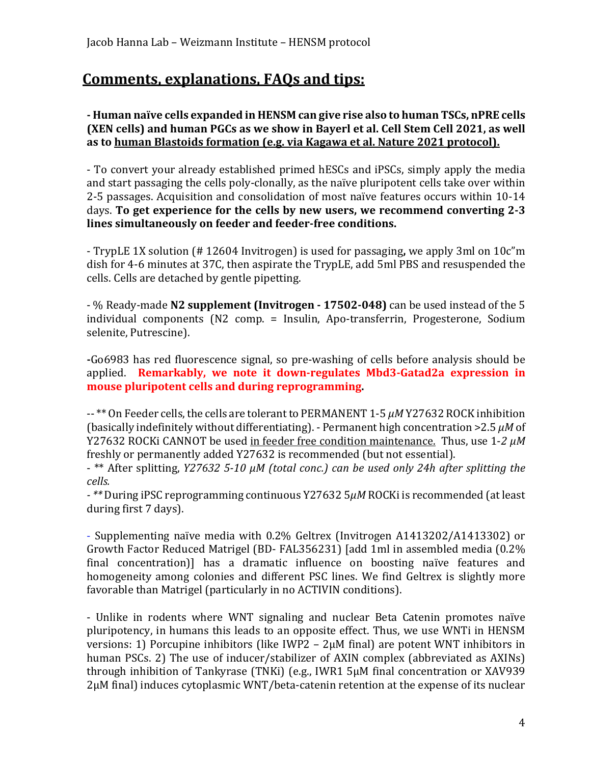## Comments, explanations, FAQs and tips:

**- Human naïve cells expanded in HENSM can give rise also to human TSCs, nPRE cells (XEN cells) and human PGCs as we show in Bayerl et al. Cell Stem Cell 2021, as well as to <u>human Blastoids formation (e.g. via Kagawa et al. Nature 2021 protocol).</u>**

- To convert your already established primed hESCs and iPSCs, simply apply the media and start passaging the cells poly-clonally, as the naïve pluripotent cells take over within 2-5 passages. Acquisition and consolidation of most naïve features occurs within 10-14 days. **To get experience for the cells by new users, we recommend converting 2-3 lines simultaneously on feeder and feeder-free conditions.**

- TrypLE 1X solution (# 12604 Invitrogen) is used for passaging**,** we apply 3ml on 10c"m dish for 4-6 minutes at 37C, then aspirate the TrypLE, add 5ml PBS and resuspended the cells. Cells are detached by gentle pipetting.

- % Ready-made **N2 supplement (Invitrogen - 17502-048)** can be used instead of the 5 individual components (N2 comp. = Insulin, Apo-transferrin, Progesterone, Sodium selenite, Putrescine).

**-**Go6983 has red fluorescence signal, so pre-washing of cells before analysis should be applied. **Remarkably, we note it down-regulates Mbd3-Gatad2a expression in mouse pluripotent cells and during reprogramming.**

-- ** On Feeder cells, the cells are tolerant to PERMANENT 1-5 *μM* Y27632 ROCK inhibition (basically indefinitely without differentiating). - Permanent high concentration >2.5 *μM* of Y27632 ROCKi CANNOT be used <u>in feeder free condition maintenance.</u> Thus, use 1-*2 μM* freshly or permanently added Y27632 is recommended (but not essential).

- ** After splitting, *Y27632 5-10 μM (total conc.) can be used only 24h after splitting the cells.*

- ** During iPSC reprogramming continuous Y27632 5*μM* ROCKi is recommended (at least during first 7 days).

- Supplementing naïve media with 0.2% Geltrex (Invitrogen A1413202/A1413302) or Growth Factor Reduced Matrigel (BD- FAL356231) [add 1ml in assembled media (0.2% final concentration)] has a dramatic influence on boosting naïve features and homogeneity among colonies and different PSC lines. We find Geltrex is slightly more favorable than Matrigel (particularly in no ACTIVIN conditions).

- Unlike in rodents where WNT signaling and nuclear Beta Catenin promotes naïve pluripotency, in humans this leads to an opposite effect. Thus, we use WNTi in HENSM versions: 1) Porcupine inhibitors (like IWP2 – 2μM final) are potent WNT inhibitors in human PSCs. 2) The use of inducer/stabilizer of AXIN complex (abbreviated as AXINs) through inhibition of Tankyrase (TNKi) (e.g., IWR1 5μM final concentration or XAV939 2μM final) induces cytoplasmic WNT/beta-catenin retention at the expense of its nuclear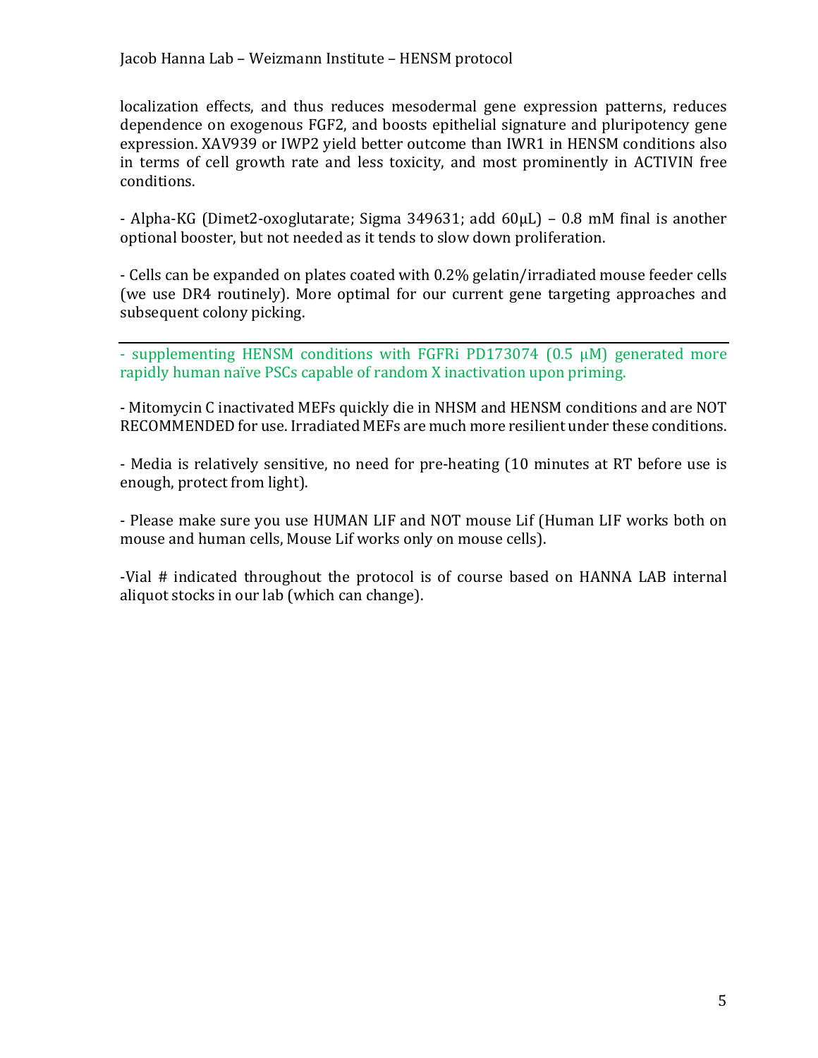localization effects, and thus reduces mesodermal gene expression patterns, reduces dependence on exogenous FGF2, and boosts epithelial signature and pluripotency gene expression. XAV939 or IWP2 yield better outcome than IWR1 in HENSM conditions also in terms of cell growth rate and less toxicity, and most prominently in ACTIVIN free conditions.

- Alpha-KG (Dimet2-oxoglutarate; Sigma 349631; add 60μL) – 0.8 mM final is another optional booster, but not needed as it tends to slow down proliferation.

- Cells can be expanded on plates coated with 0.2% gelatin/irradiated mouse feeder cells (we use DR4 routinely). More optimal for our current gene targeting approaches and subsequent colony picking.

---

- supplementing HENSM conditions with FGFRi PD173074 (0.5 μM) generated more rapidly human naïve PSCs capable of random X inactivation upon priming.

- Mitomycin C inactivated MEFs quickly die in NHSM and HENSM conditions and are NOT RECOMMENDED for use. Irradiated MEFs are much more resilient under these conditions.

- Media is relatively sensitive, no need for pre-heating (10 minutes at RT before use is enough, protect from light).

- Please make sure you use HUMAN LIF and NOT mouse Lif (Human LIF works both on mouse and human cells, Mouse Lif works only on mouse cells).

-Vial # indicated throughout the protocol is of course based on HANNA LAB internal aliquot stocks in our lab (which can change).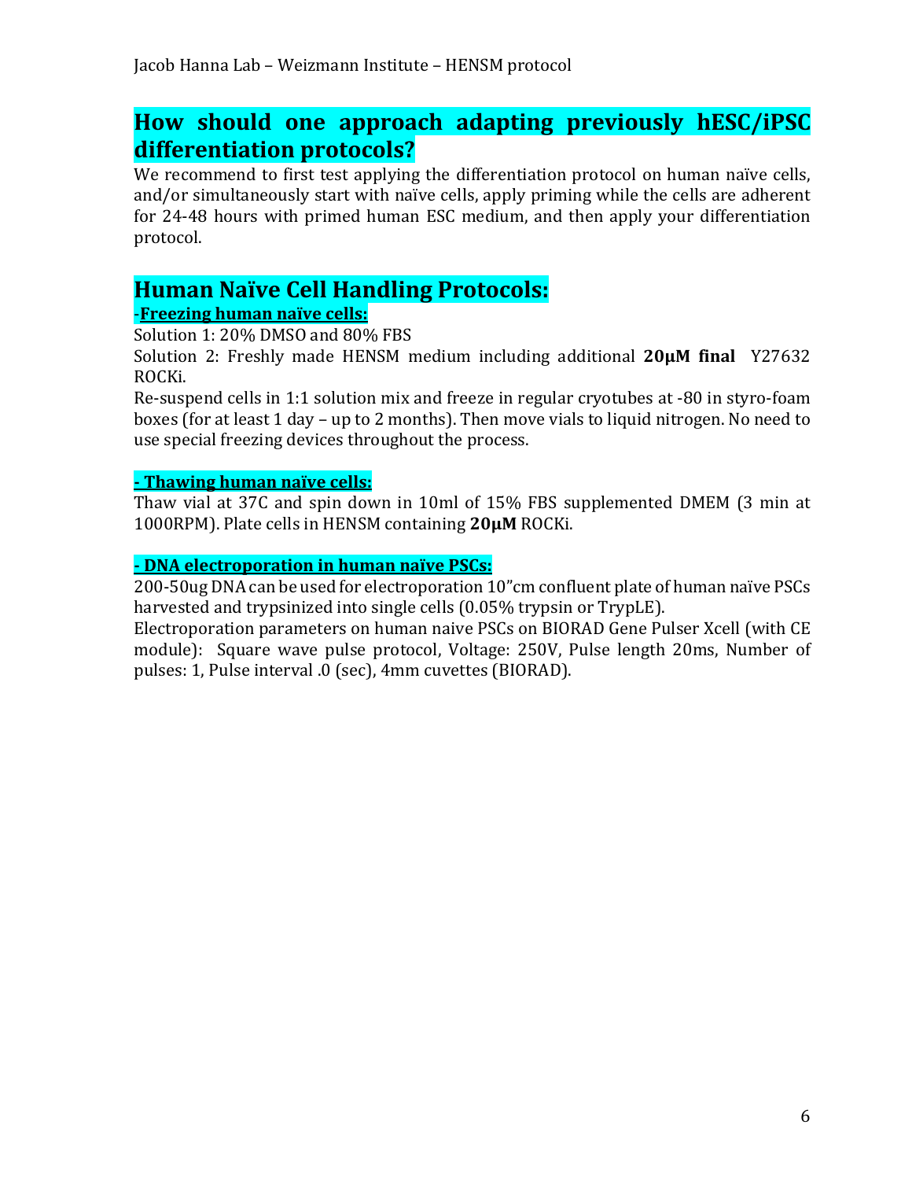## How should one approach adapting previously hESC/iPSC differentiation protocols?

We recommend to first test applying the differentiation protocol on human naïve cells, and/or simultaneously start with naïve cells, apply priming while the cells are adherent for 24-48 hours with primed human ESC medium, and then apply your differentiation protocol.

## Human Naïve Cell Handling Protocols:

-**Freezing human naïve cells:**

Solution 1: 20% DMSO and 80% FBS

Solution 2: Freshly made HENSM medium including additional **20μM final** Y27632 ROCKi.

Re-suspend cells in 1:1 solution mix and freeze in regular cryotubes at -80 in styro-foam boxes (for at least 1 day – up to 2 months). Then move vials to liquid nitrogen. No need to use special freezing devices throughout the process.

**- Thawing human naïve cells:**

Thaw vial at 37C and spin down in 10ml of 15% FBS supplemented DMEM (3 min at 1000RPM). Plate cells in HENSM containing **20μM** ROCKi.

**- DNA electroporation in human naïve PSCs:**

200-50ug DNA can be used for electroporation 10"cm confluent plate of human naïve PSCs harvested and trypsinized into single cells (0.05% trypsin or TrypLE).

Electroporation parameters on human naive PSCs on BIORAD Gene Pulser Xcell (with CE module): Square wave pulse protocol, Voltage: 250V, Pulse length 20ms, Number of pulses: 1, Pulse interval .0 (sec), 4mm cuvettes (BIORAD).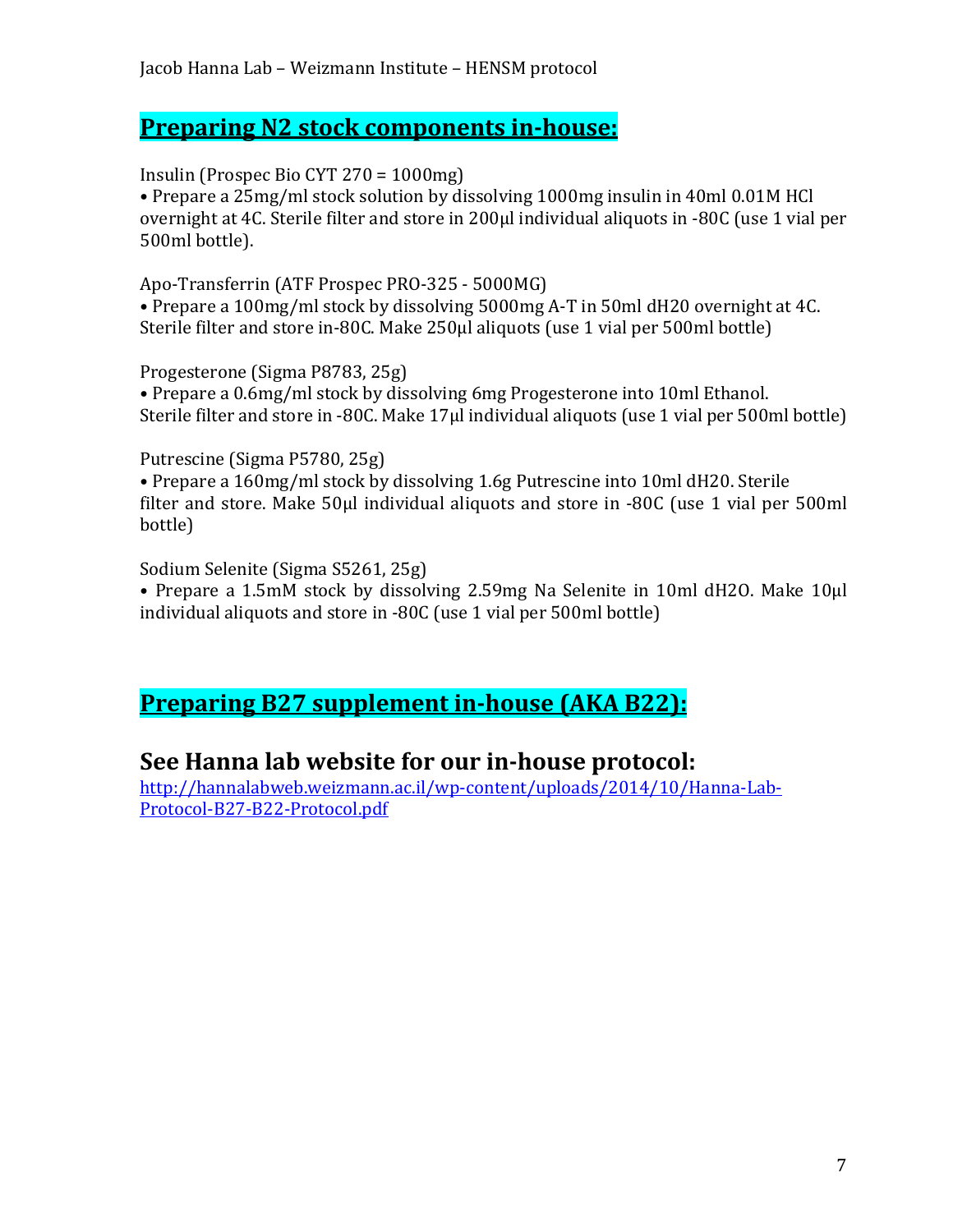## **Preparing N2 stock components in-house:**

Insulin (Prospec Bio CYT 270 = 1000mg)
• Prepare a 25mg/ml stock solution by dissolving 1000mg insulin in 40ml 0.01M HCl overnight at 4C. Sterile filter and store in 200μl individual aliquots in -80C (use 1 vial per 500ml bottle).

Apo-Transferrin (ATF Prospec PRO-325 - 5000MG)
• Prepare a 100mg/ml stock by dissolving 5000mg A-T in 50ml dH20 overnight at 4C. Sterile filter and store in-80C. Make 250μl aliquots (use 1 vial per 500ml bottle)

Progesterone (Sigma P8783, 25g)
• Prepare a 0.6mg/ml stock by dissolving 6mg Progesterone into 10ml Ethanol. Sterile filter and store in -80C. Make 17μl individual aliquots (use 1 vial per 500ml bottle)

Putrescine (Sigma P5780, 25g)
• Prepare a 160mg/ml stock by dissolving 1.6g Putrescine into 10ml dH20. Sterile filter and store. Make 50μl individual aliquots and store in -80C (use 1 vial per 500ml bottle)

Sodium Selenite (Sigma S5261, 25g)
• Prepare a 1.5mM stock by dissolving 2.59mg Na Selenite in 10ml dH2O. Make 10μl individual aliquots and store in -80C (use 1 vial per 500ml bottle)

## **Preparing B27 supplement in-house (AKA B22):**

### See Hanna lab website for our in-house protocol:

http://hannalabweb.weizmann.ac.il/wp-content/uploads/2014/10/Hanna-Lab-Protocol-B27-B22-Protocol.pdf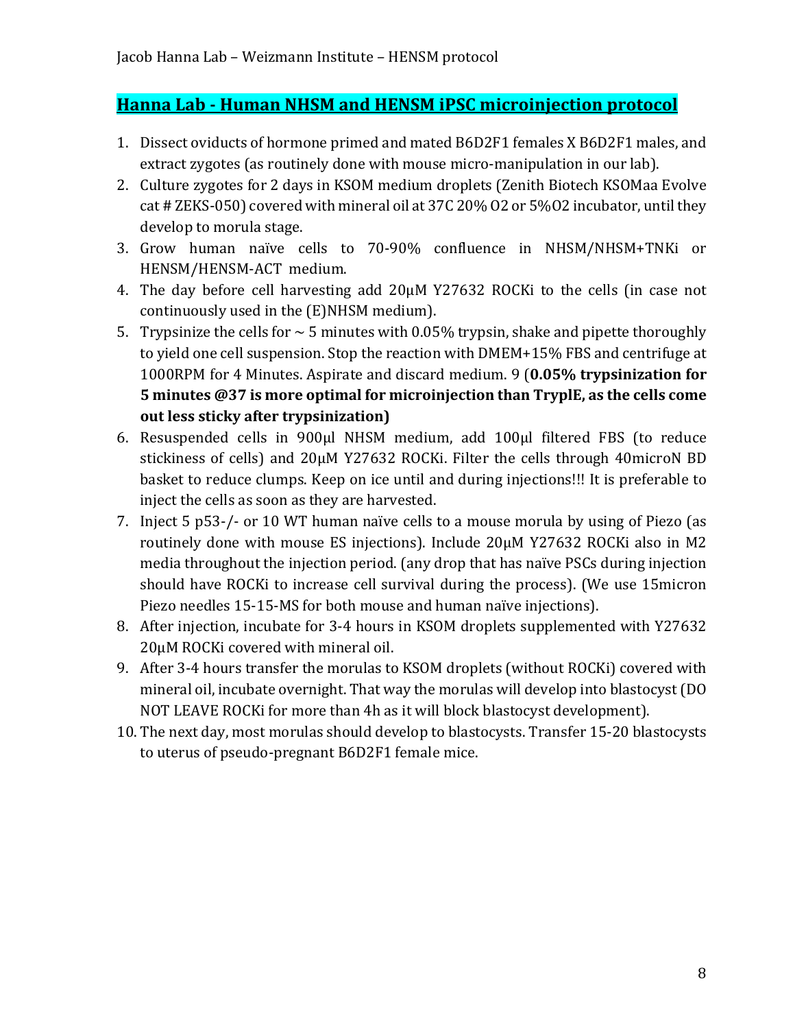## Hanna Lab - Human NHSM and HENSM iPSC microinjection protocol

1. Dissect oviducts of hormone primed and mated B6D2F1 females X B6D2F1 males, and extract zygotes (as routinely done with mouse micro-manipulation in our lab).
2. Culture zygotes for 2 days in KSOM medium droplets (Zenith Biotech KSOMaa Evolve cat # ZEKS-050) covered with mineral oil at 37C 20% O2 or 5%O2 incubator, until they develop to morula stage.
3. Grow human naïve cells to 70-90% confluence in NHSM/NHSM+TNKi or HENSM/HENSM-ACT medium.
4. The day before cell harvesting add 20µM Y27632 ROCKi to the cells (in case not continuously used in the (E)NHSM medium).
5. Trypsinize the cells for ~ 5 minutes with 0.05% trypsin, shake and pipette thoroughly to yield one cell suspension. Stop the reaction with DMEM+15% FBS and centrifuge at 1000RPM for 4 Minutes. Aspirate and discard medium. 9 (**0.05% trypsinization for 5 minutes @37 is more optimal for microinjection than TryplE, as the cells come out less sticky after trypsinization)**
6. Resuspended cells in 900µl NHSM medium, add 100µl filtered FBS (to reduce stickiness of cells) and 20µM Y27632 ROCKi. Filter the cells through 40microN BD basket to reduce clumps. Keep on ice until and during injections!!! It is preferable to inject the cells as soon as they are harvested.
7. Inject 5 p53-/- or 10 WT human naïve cells to a mouse morula by using of Piezo (as routinely done with mouse ES injections). Include 20µM Y27632 ROCKi also in M2 media throughout the injection period. (any drop that has naïve PSCs during injection should have ROCKi to increase cell survival during the process). (We use 15micron Piezo needles 15-15-MS for both mouse and human naïve injections).
8. After injection, incubate for 3-4 hours in KSOM droplets supplemented with Y27632 20µM ROCKi covered with mineral oil.
9. After 3-4 hours transfer the morulas to KSOM droplets (without ROCKi) covered with mineral oil, incubate overnight. That way the morulas will develop into blastocyst (DO NOT LEAVE ROCKi for more than 4h as it will block blastocyst development).
10. The next day, most morulas should develop to blastocysts. Transfer 15-20 blastocysts to uterus of pseudo-pregnant B6D2F1 female mice.